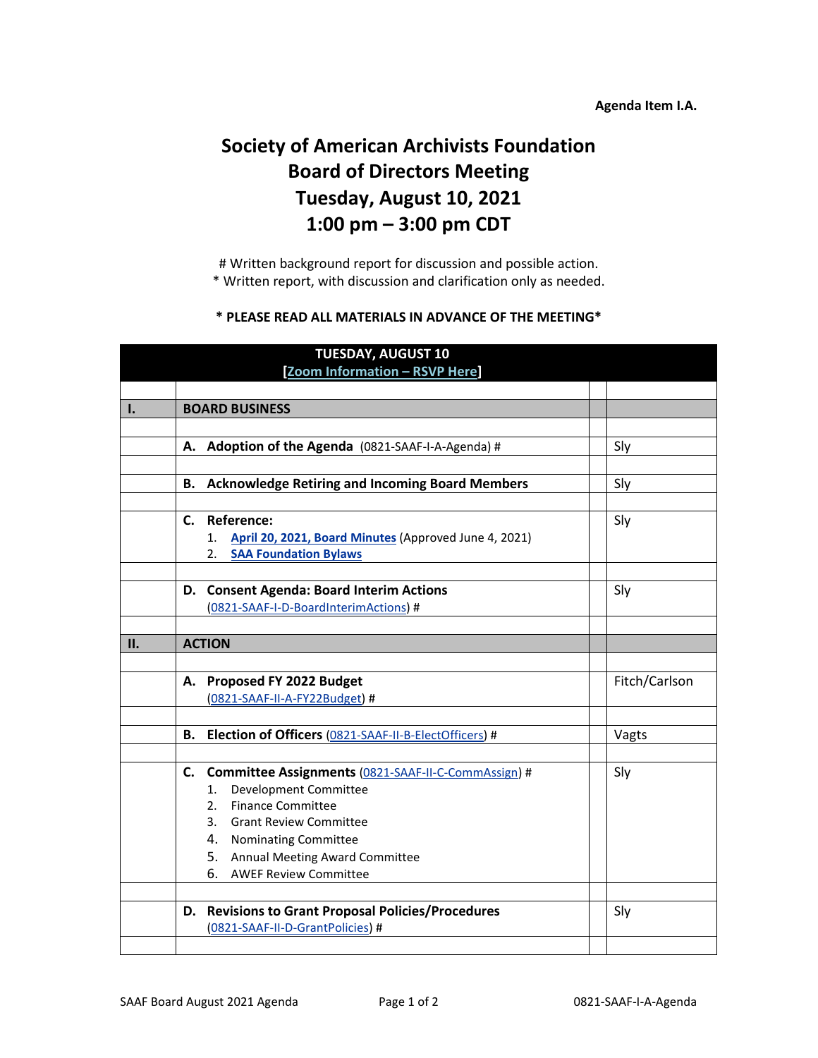**Agenda Item I.A.**

# Society of American Archivists Foundation
# Board of Directors Meeting
# Tuesday, August 10, 2021
# 1:00 pm – 3:00 pm CDT

# Written background report for discussion and possible action.
* Written report, with discussion and clarification only as needed.

**\* PLEASE READ ALL MATERIALS IN ADVANCE OF THE MEETING\***

| TUESDAY, AUGUST 10 [Zoom Information – RSVP Here] | | | |
|---|---|---|---|
| **I.** | **BOARD BUSINESS** | | |
| | **A. Adoption of the Agenda** (0821-SAAF-I-A-Agenda) # | | Sly |
| | **B. Acknowledge Retiring and Incoming Board Members** | | Sly |
| | **C. Reference:**<br>1. **April 20, 2021, Board Minutes** (Approved June 4, 2021)<br>2. **SAA Foundation Bylaws** | | Sly |
| | **D. Consent Agenda: Board Interim Actions** (0821-SAAF-I-D-BoardInterimActions) # | | Sly |
| **II.** | **ACTION** | | |
| | **A. Proposed FY 2022 Budget** (0821-SAAF-II-A-FY22Budget) # | | Fitch/Carlson |
| | **B. Election of Officers** (0821-SAAF-II-B-ElectOfficers) # | | Vagts |
| | **C. Committee Assignments** (0821-SAAF-II-C-CommAssign) #<br>1. Development Committee<br>2. Finance Committee<br>3. Grant Review Committee<br>4. Nominating Committee<br>5. Annual Meeting Award Committee<br>6. AWEF Review Committee | | Sly |
| | **D. Revisions to Grant Proposal Policies/Procedures** (0821-SAAF-II-D-GrantPolicies) # | | Sly |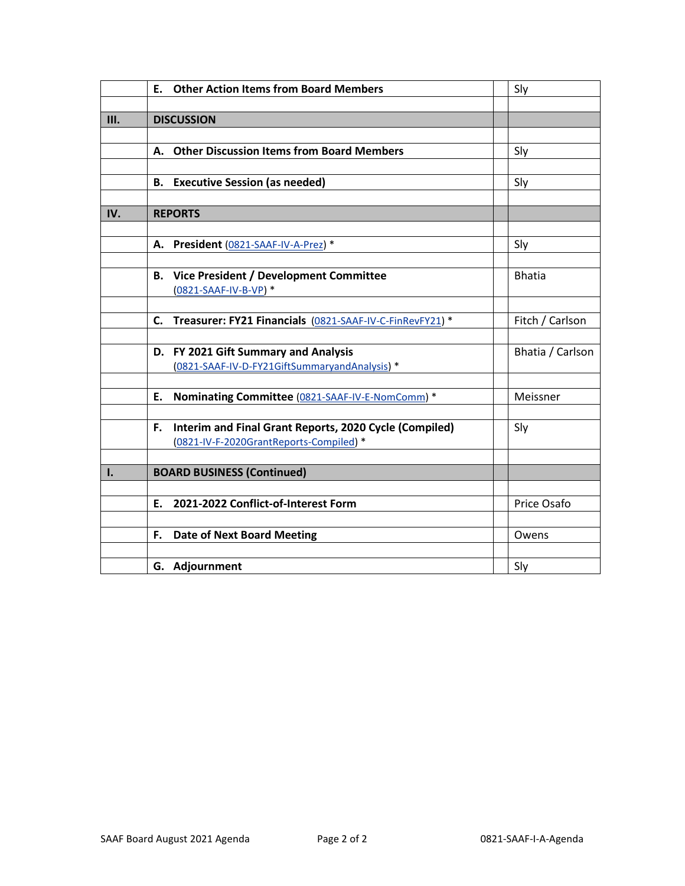| | | | |
|---|---|---|---|
| | **E. Other Action Items from Board Members** | | Sly |
| | | | |
| **III.** | **DISCUSSION** | | |
| | | | |
| | **A. Other Discussion Items from Board Members** | | Sly |
| | | | |
| | **B. Executive Session (as needed)** | | Sly |
| | | | |
| **IV.** | **REPORTS** | | |
| | | | |
| | **A. President** (0821-SAAF-IV-A-Prez) * | | Sly |
| | | | |
| | **B. Vice President / Development Committee** (0821-SAAF-IV-B-VP) * | | Bhatia |
| | | | |
| | **C. Treasurer: FY21 Financials** (0821-SAAF-IV-C-FinRevFY21) * | | Fitch / Carlson |
| | | | |
| | **D. FY 2021 Gift Summary and Analysis** (0821-SAAF-IV-D-FY21GiftSummaryandAnalysis) * | | Bhatia / Carlson |
| | | | |
| | **E. Nominating Committee** (0821-SAAF-IV-E-NomComm) * | | Meissner |
| | | | |
| | **F. Interim and Final Grant Reports, 2020 Cycle (Compiled)** (0821-IV-F-2020GrantReports-Compiled) * | | Sly |
| | | | |
| **I.** | **BOARD BUSINESS (Continued)** | | |
| | | | |
| | **E. 2021-2022 Conflict-of-Interest Form** | | Price Osafo |
| | | | |
| | **F. Date of Next Board Meeting** | | Owens |
| | | | |
| | **G. Adjournment** | | Sly |